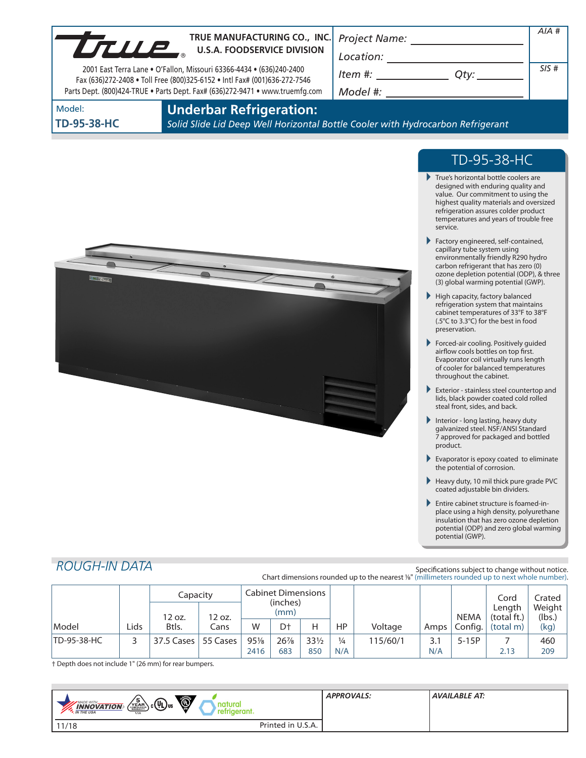**TRUE MANUFACTURING CO., INC.**
**U.S.A. FOODSERVICE DIVISION**

2001 East Terra Lane • O'Fallon, Missouri 63366-4434 • (636)240-2400
Fax (636)272-2408 • Toll Free (800)325-6152 • Intl Fax# (001)636-272-7546
Parts Dept. (800)424-TRUE • Parts Dept. Fax# (636)272-9471 • www.truemfg.com

Project Name: ______________________
Location: ______________________
Item #: ____________ Qty: ________
Model #: ______________________

AIA #

SIS #

Model:
**TD-95-38-HC**

# Underbar Refrigeration:

*Solid Slide Lid Deep Well Horizontal Bottle Cooler with Hydrocarbon Refrigerant*

## TD-95-38-HC

- True's horizontal bottle coolers are designed with enduring quality and value. Our commitment to using the highest quality materials and oversized refrigeration assures colder product temperatures and years of trouble free service.
- Factory engineered, self-contained, capillary tube system using environmentally friendly R290 hydro carbon refrigerant that has zero (0) ozone depletion potential (ODP), & three (3) global warming potential (GWP).
- High capacity, factory balanced refrigeration system that maintains cabinet temperatures of 33°F to 38°F (.5°C to 3.3°C) for the best in food preservation.
- Forced-air cooling. Positively guided airflow cools bottles on top first. Evaporator coil virtually runs length of cooler for balanced temperatures throughout the cabinet.
- Exterior - stainless steel countertop and lids, black powder coated cold rolled steal front, sides, and back.
- Interior - long lasting, heavy duty galvanized steel. NSF/ANSI Standard 7 approved for packaged and bottled product.
- Evaporator is epoxy coated to eliminate the potential of corrosion.
- Heavy duty, 10 mil thick pure grade PVC coated adjustable bin dividers.
- Entire cabinet structure is foamed-in-place using a high density, polyurethane insulation that has zero ozone depletion potential (ODP) and zero global warming potential (GWP).

## *ROUGH-IN DATA*

Specifications subject to change without notice.
Chart dimensions rounded up to the nearest ⅛" (millimeters rounded up to next whole number).

| Model | Lids | Capacity | | Cabinet Dimensions (inches) (mm) | | | HP | Voltage | Amps | NEMA Config. | Cord Length (total ft.) (total m) | Crated Weight (lbs.) (kg) |
|---|---|---|---|---|---|---|---|---|---|---|---|---|
| | | 12 oz. Btls. | 12 oz. Cans | W | D† | H | | | | | | |
| TD-95-38-HC | 3 | 37.5 Cases | 55 Cases | 95⅛ 2416 | 26⅞ 683 | 33½ 850 | ¼ N/A | 115/60/1 | 3.1 N/A | 5-15P | 7 2.13 | 460 209 |

† Depth does not include 1" (26 mm) for rear bumpers.

MADE WITH INNOVATION IN THE USA | 5 YEAR COMPRESSOR WARRANTY USA | c UL us | natural refrigerant.

11/18 Printed in U.S.A.

*APPROVALS:*

*AVAILABLE AT:*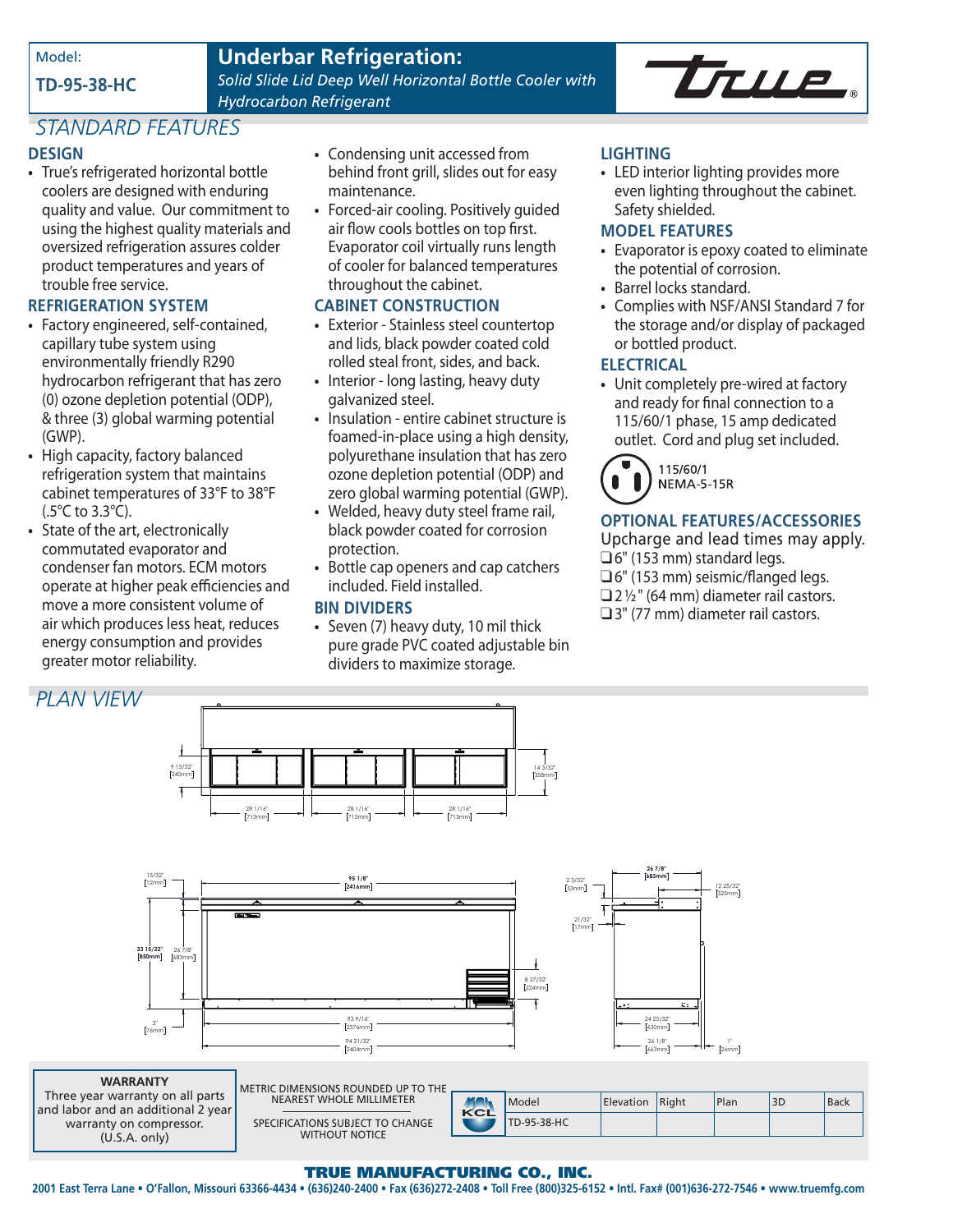Model:

**TD-95-38-HC**

# Underbar Refrigeration:

*Solid Slide Lid Deep Well Horizontal Bottle Cooler with Hydrocarbon Refrigerant*

## *STANDARD FEATURES*

### DESIGN

- True's refrigerated horizontal bottle coolers are designed with enduring quality and value. Our commitment to using the highest quality materials and oversized refrigeration assures colder product temperatures and years of trouble free service.

### REFRIGERATION SYSTEM

- Factory engineered, self-contained, capillary tube system using environmentally friendly R290 hydrocarbon refrigerant that has zero (0) ozone depletion potential (ODP), & three (3) global warming potential (GWP).
- High capacity, factory balanced refrigeration system that maintains cabinet temperatures of 33°F to 38°F (.5°C to 3.3°C).
- State of the art, electronically commutated evaporator and condenser fan motors. ECM motors operate at higher peak efficiencies and move a more consistent volume of air which produces less heat, reduces energy consumption and provides greater motor reliability.
- Condensing unit accessed from behind front grill, slides out for easy maintenance.
- Forced-air cooling. Positively guided air flow cools bottles on top first. Evaporator coil virtually runs length of cooler for balanced temperatures throughout the cabinet.

### CABINET CONSTRUCTION

- Exterior - Stainless steel countertop and lids, black powder coated cold rolled steal front, sides, and back.
- Interior - long lasting, heavy duty galvanized steel.
- Insulation - entire cabinet structure is foamed-in-place using a high density, polyurethane insulation that has zero ozone depletion potential (ODP) and zero global warming potential (GWP).
- Welded, heavy duty steel frame rail, black powder coated for corrosion protection.
- Bottle cap openers and cap catchers included. Field installed.

### BIN DIVIDERS

- Seven (7) heavy duty, 10 mil thick pure grade PVC coated adjustable bin dividers to maximize storage.

### LIGHTING

- LED interior lighting provides more even lighting throughout the cabinet. Safety shielded.

### MODEL FEATURES

- Evaporator is epoxy coated to eliminate the potential of corrosion.
- Barrel locks standard.
- Complies with NSF/ANSI Standard 7 for the storage and/or display of packaged or bottled product.

### ELECTRICAL

- Unit completely pre-wired at factory and ready for final connection to a 115/60/1 phase, 15 amp dedicated outlet. Cord and plug set included.

115/60/1
NEMA-5-15R

### OPTIONAL FEATURES/ACCESSORIES

Upcharge and lead times may apply.

- ❑ 6" (153 mm) standard legs.
- ❑ 6" (153 mm) seismic/flanged legs.
- ❑ 2½" (64 mm) diameter rail castors.
- ❑ 3" (77 mm) diameter rail castors.

## *PLAN VIEW*

9 15/32" [240mm]
14 3/32" [358mm]
28 1/16" [713mm]
28 1/16" [713mm]
28 1/16" [713mm]

15/32" [12mm]
95 1/8" [2416mm]
33 15/32" [850mm]
26 7/8" [683mm]
3" [76mm]
8 27/32" [224mm]
93 9/16" [2376mm]
94 21/32" [2404mm]

2 3/32" [53mm]
21/32" [17mm]
26 7/8" [683mm]
12 25/32" [325mm]
24 25/32" [630mm]
26 1/8" [663mm]
1" [26mm]

**WARRANTY**
Three year warranty on all parts and labor and an additional 2 year warranty on compressor. (U.S.A. only)

METRIC DIMENSIONS ROUNDED UP TO THE NEAREST WHOLE MILLIMETER

SPECIFICATIONS SUBJECT TO CHANGE WITHOUT NOTICE

| KCL | Model | Elevation | Right | Plan | 3D | Back |
|---|---|---|---|---|---|---|
| | TD-95-38-HC | | | | | |

**TRUE MANUFACTURING CO., INC.**

2001 East Terra Lane • O'Fallon, Missouri 63366-4434 • (636)240-2400 • Fax (636)272-2408 • Toll Free (800)325-6152 • Intl. Fax# (001)636-272-7546 • www.truemfg.com